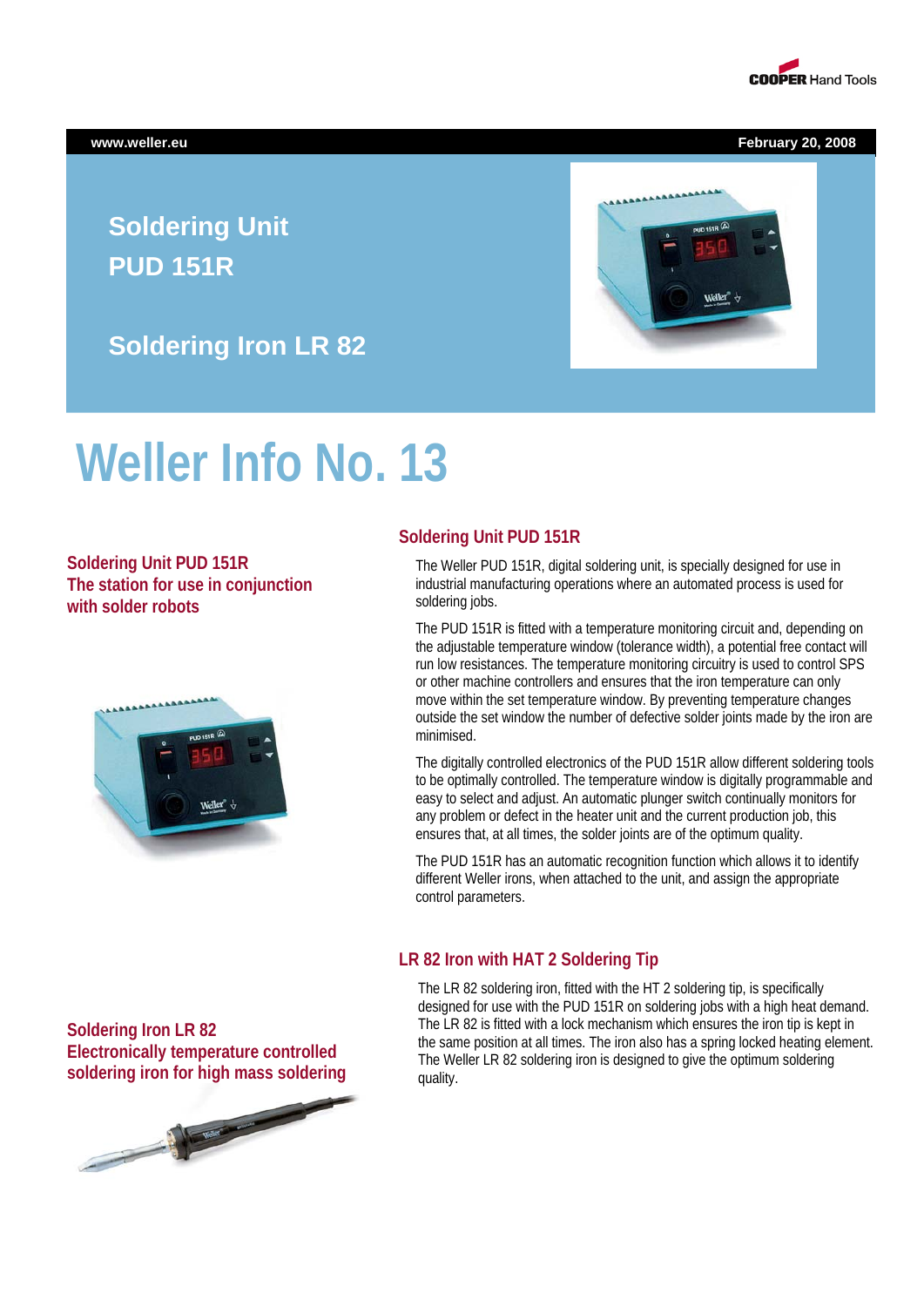COOPER Hand Tools

www.weller.eu February 20, 2008

# Soldering Unit PUD 151R

# Soldering Iron LR 82

# Weller Info No. 13

### Soldering Unit PUD 151R
### The station for use in conjunction with solder robots

## Soldering Unit PUD 151R

The Weller PUD 151R, digital soldering unit, is specially designed for use in industrial manufacturing operations where an automated process is used for soldering jobs.

The PUD 151R is fitted with a temperature monitoring circuit and, depending on the adjustable temperature window (tolerance width), a potential free contact will run low resistances. The temperature monitoring circuitry is used to control SPS or other machine controllers and ensures that the iron temperature can only move within the set temperature window. By preventing temperature changes outside the set window the number of defective solder joints made by the iron are minimised.

The digitally controlled electronics of the PUD 151R allow different soldering tools to be optimally controlled. The temperature window is digitally programmable and easy to select and adjust. An automatic plunger switch continually monitors for any problem or defect in the heater unit and the current production job, this ensures that, at all times, the solder joints are of the optimum quality.

The PUD 151R has an automatic recognition function which allows it to identify different Weller irons, when attached to the unit, and assign the appropriate control parameters.

### Soldering Iron LR 82
### Electronically temperature controlled soldering iron for high mass soldering

## LR 82 Iron with HAT 2 Soldering Tip

The LR 82 soldering iron, fitted with the HT 2 soldering tip, is specifically designed for use with the PUD 151R on soldering jobs with a high heat demand. The LR 82 is fitted with a lock mechanism which ensures the iron tip is kept in the same position at all times. The iron also has a spring locked heating element. The Weller LR 82 soldering iron is designed to give the optimum soldering quality.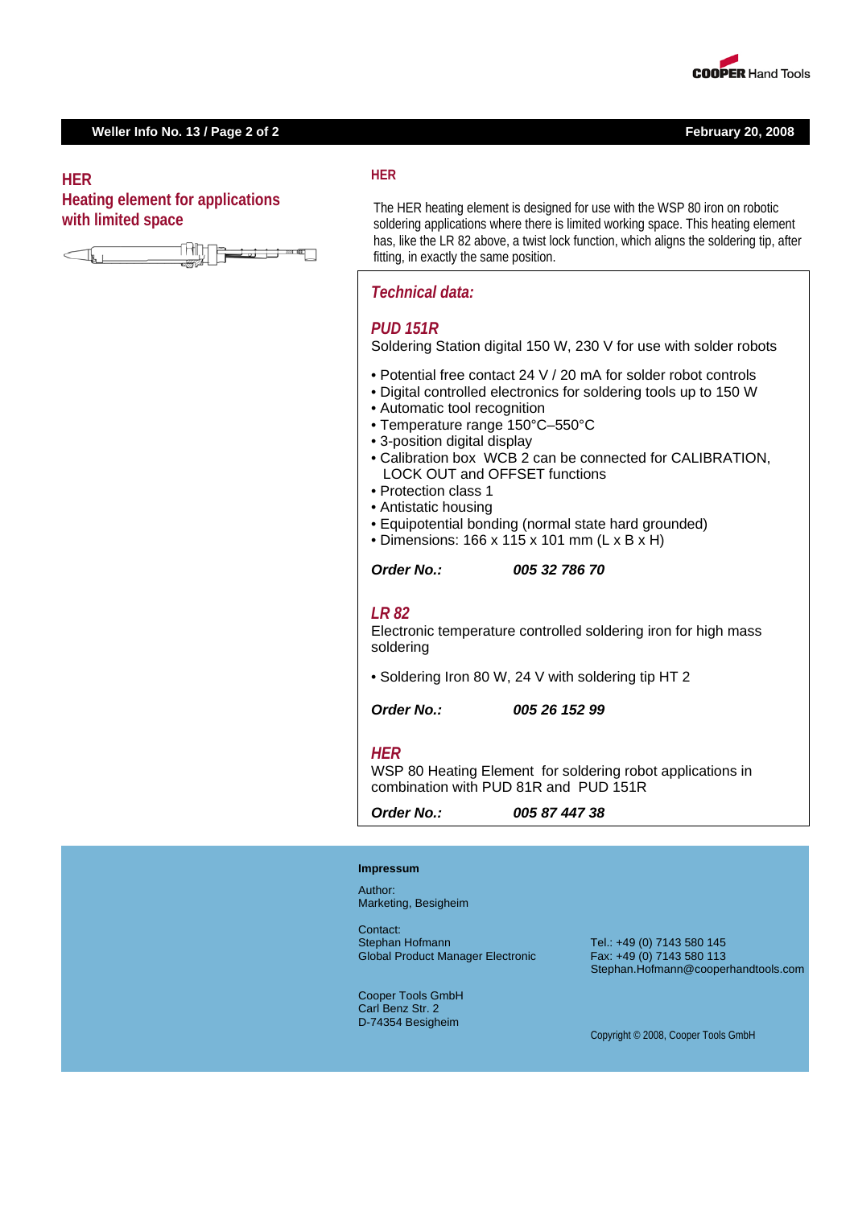## HER

## Heating element for applications with limited space

### HER

The HER heating element is designed for use with the WSP 80 iron on robotic soldering applications where there is limited working space. This heating element has, like the LR 82 above, a twist lock function, which aligns the soldering tip, after fitting, in exactly the same position.

### *Technical data:*

#### *PUD 151R*

Soldering Station digital 150 W, 230 V for use with solder robots

- Potential free contact 24 V / 20 mA for solder robot controls
- Digital controlled electronics for soldering tools up to 150 W
- Automatic tool recognition
- Temperature range 150°C–550°C
- 3-position digital display
- Calibration box WCB 2 can be connected for CALIBRATION, LOCK OUT and OFFSET functions
- Protection class 1
- Antistatic housing
- Equipotential bonding (normal state hard grounded)
- Dimensions: 166 x 115 x 101 mm (L x B x H)

***Order No.:*** ***005 32 786 70***

#### *LR 82*

Electronic temperature controlled soldering iron for high mass soldering

- Soldering Iron 80 W, 24 V with soldering tip HT 2

***Order No.:*** ***005 26 152 99***

#### *HER*

WSP 80 Heating Element for soldering robot applications in combination with PUD 81R and PUD 151R

***Order No.:*** ***005 87 447 38***

**Impressum**

Author:
Marketing, Besigheim

Contact:
Stephan Hofmann
Global Product Manager Electronic

Tel.: +49 (0) 7143 580 145
Fax: +49 (0) 7143 580 113
Stephan.Hofmann@cooperhandtools.com

Cooper Tools GmbH
Carl Benz Str. 2
D-74354 Besigheim

Copyright © 2008, Cooper Tools GmbH